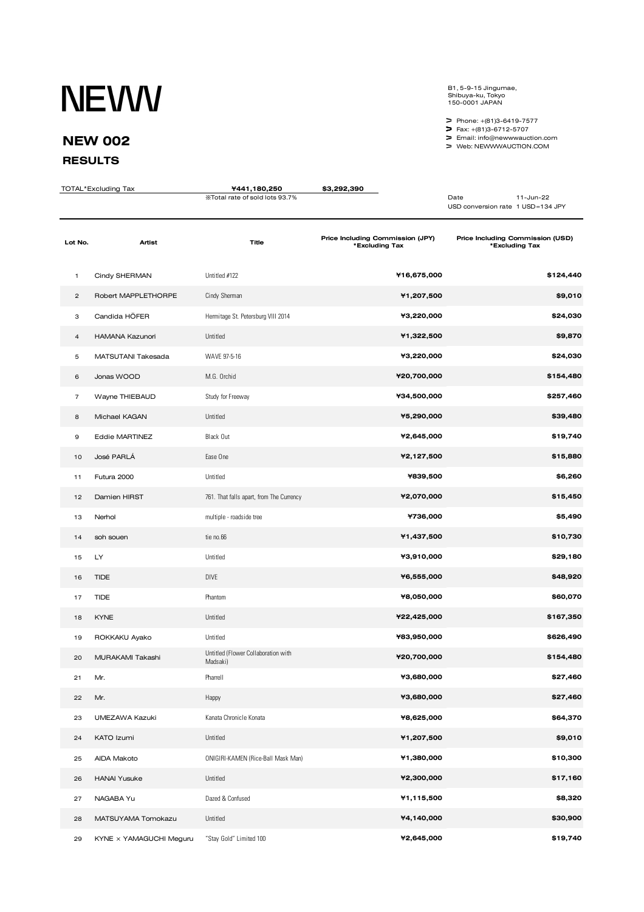# NEWW

## NEW 002

### RESULTS

B1, 5-9-15 Jingumae,
Shibuya-ku, Tokyo
150-0001 JAPAN

> Phone: +(81)3-6419-7577
> Fax: +(81)3-6712-5707
> Email: info@newwwauction.com
> Web: NEWWWAUCTION.COM

TOTAL*Excluding Tax ¥441,180,250 $3,292,390
※Total rate of sold lots 93.7%

Date 11-Jun-22
USD conversion rate 1 USD=134 JPY

| Lot No. | Artist | Title | Price Including Commission (JPY) *Excluding Tax | Price Including Commission (USD) *Excluding Tax |
|---|---|---|---|---|
| 1 | Cindy SHERMAN | Untitled #122 | ¥16,675,000 | $124,440 |
| 2 | Robert MAPPLETHORPE | Cindy Sherman | ¥1,207,500 | $9,010 |
| 3 | Candida HÖFER | Hermitage St. Petersburg VIII 2014 | ¥3,220,000 | $24,030 |
| 4 | HAMANA Kazunori | Untitled | ¥1,322,500 | $9,870 |
| 5 | MATSUTANI Takesada | WAVE 97-5-16 | ¥3,220,000 | $24,030 |
| 6 | Jonas WOOD | M.G. Orchid | ¥20,700,000 | $154,480 |
| 7 | Wayne THIEBAUD | Study for Freeway | ¥34,500,000 | $257,460 |
| 8 | Michael KAGAN | Untitled | ¥5,290,000 | $39,480 |
| 9 | Eddie MARTINEZ | Black Out | ¥2,645,000 | $19,740 |
| 10 | José PARLÁ | Ease One | ¥2,127,500 | $15,880 |
| 11 | Futura 2000 | Untitled | ¥839,500 | $6,260 |
| 12 | Damien HIRST | 761. That falls apart, from The Currency | ¥2,070,000 | $15,450 |
| 13 | Nerhol | multiple - roadside tree | ¥736,000 | $5,490 |
| 14 | soh souen | tie no.66 | ¥1,437,500 | $10,730 |
| 15 | LY | Untitled | ¥3,910,000 | $29,180 |
| 16 | TIDE | DIVE | ¥6,555,000 | $48,920 |
| 17 | TIDE | Phantom | ¥8,050,000 | $60,070 |
| 18 | KYNE | Untitled | ¥22,425,000 | $167,350 |
| 19 | ROKKAKU Ayako | Untitled | ¥83,950,000 | $626,490 |
| 20 | MURAKAMI Takashi | Untitled (Flower Collaboration with Madsaki) | ¥20,700,000 | $154,480 |
| 21 | Mr. | Pharrell | ¥3,680,000 | $27,460 |
| 22 | Mr. | Happy | ¥3,680,000 | $27,460 |
| 23 | UMEZAWA Kazuki | Kanata Chronicle Konata | ¥8,625,000 | $64,370 |
| 24 | KATO Izumi | Untitled | ¥1,207,500 | $9,010 |
| 25 | AIDA Makoto | ONIGIRI-KAMEN (Rice-Ball Mask Man) | ¥1,380,000 | $10,300 |
| 26 | HANAI Yusuke | Untitled | ¥2,300,000 | $17,160 |
| 27 | NAGABA Yu | Dazed & Confused | ¥1,115,500 | $8,320 |
| 28 | MATSUYAMA Tomokazu | Untitled | ¥4,140,000 | $30,900 |
| 29 | KYNE × YAMAGUCHI Meguru | "Stay Gold" Limited 100 | ¥2,645,000 | $19,740 |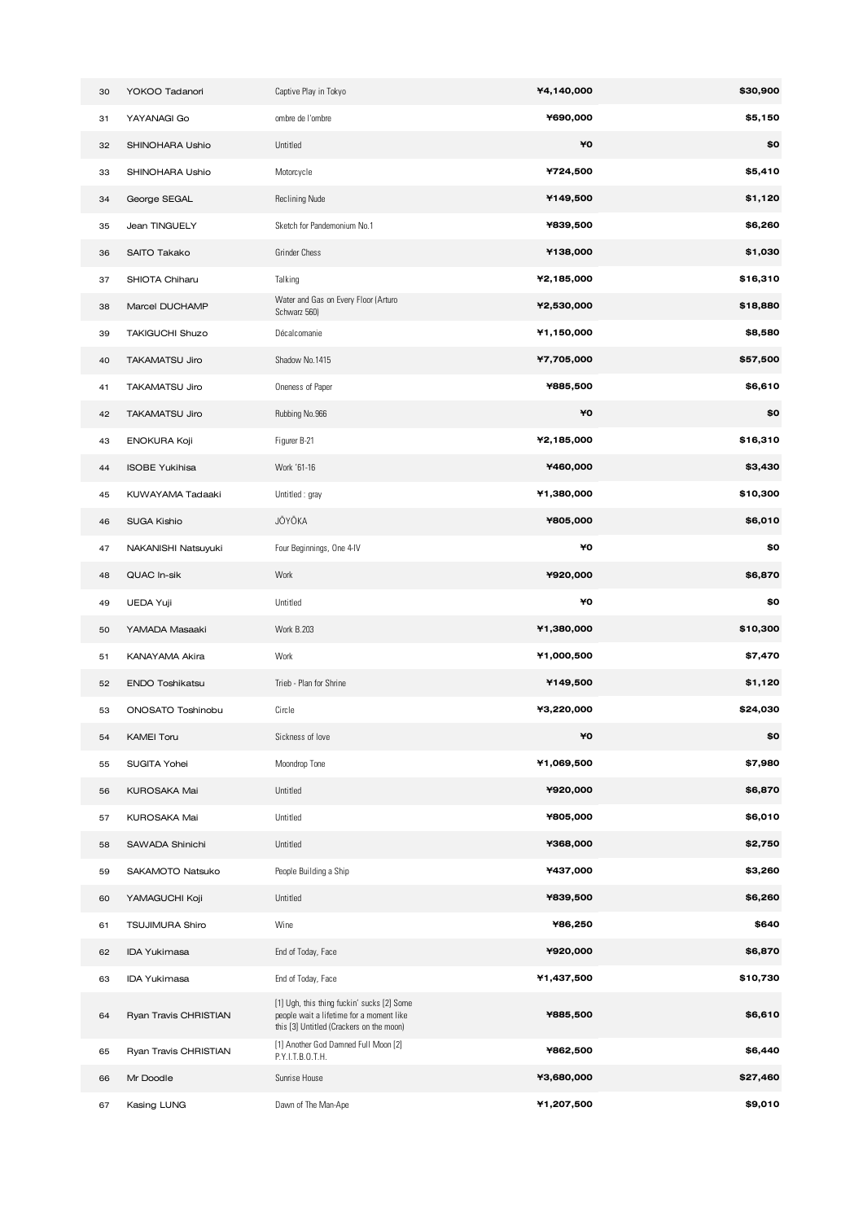| | | | | |
|---|---|---|---|---|
| 30 | YOKOO Tadanori | Captive Play in Tokyo | ¥4,140,000 | $30,900 |
| 31 | YAYANAGI Go | ombre de l'ombre | ¥690,000 | $5,150 |
| 32 | SHINOHARA Ushio | Untitled | ¥0 | $0 |
| 33 | SHINOHARA Ushio | Motorcycle | ¥724,500 | $5,410 |
| 34 | George SEGAL | Reclining Nude | ¥149,500 | $1,120 |
| 35 | Jean TINGUELY | Sketch for Pandemonium No.1 | ¥839,500 | $6,260 |
| 36 | SAITO Takako | Grinder Chess | ¥138,000 | $1,030 |
| 37 | SHIOTA Chiharu | Talking | ¥2,185,000 | $16,310 |
| 38 | Marcel DUCHAMP | Water and Gas on Every Floor (Arturo Schwarz 560) | ¥2,530,000 | $18,880 |
| 39 | TAKIGUCHI Shuzo | Décalcomanie | ¥1,150,000 | $8,580 |
| 40 | TAKAMATSU Jiro | Shadow No.1415 | ¥7,705,000 | $57,500 |
| 41 | TAKAMATSU Jiro | Oneness of Paper | ¥885,500 | $6,610 |
| 42 | TAKAMATSU Jiro | Rubbing No.966 | ¥0 | $0 |
| 43 | ENOKURA Koji | Figurer B-21 | ¥2,185,000 | $16,310 |
| 44 | ISOBE Yukihisa | Work '61-16 | ¥460,000 | $3,430 |
| 45 | KUWAYAMA Tadaaki | Untitled : gray | ¥1,380,000 | $10,300 |
| 46 | SUGA Kishio | JŌYŌKA | ¥805,000 | $6,010 |
| 47 | NAKANISHI Natsuyuki | Four Beginnings, One 4-IV | ¥0 | $0 |
| 48 | QUAC In-sik | Work | ¥920,000 | $6,870 |
| 49 | UEDA Yuji | Untitled | ¥0 | $0 |
| 50 | YAMADA Masaaki | Work B.203 | ¥1,380,000 | $10,300 |
| 51 | KANAYAMA Akira | Work | ¥1,000,500 | $7,470 |
| 52 | ENDO Toshikatsu | Trieb - Plan for Shrine | ¥149,500 | $1,120 |
| 53 | ONOSATO Toshinobu | Circle | ¥3,220,000 | $24,030 |
| 54 | KAMEI Toru | Sickness of love | ¥0 | $0 |
| 55 | SUGITA Yohei | Moondrop Tone | ¥1,069,500 | $7,980 |
| 56 | KUROSAKA Mai | Untitled | ¥920,000 | $6,870 |
| 57 | KUROSAKA Mai | Untitled | ¥805,000 | $6,010 |
| 58 | SAWADA Shinichi | Untitled | ¥368,000 | $2,750 |
| 59 | SAKAMOTO Natsuko | People Building a Ship | ¥437,000 | $3,260 |
| 60 | YAMAGUCHI Koji | Untitled | ¥839,500 | $6,260 |
| 61 | TSUJIMURA Shiro | Wine | ¥86,250 | $640 |
| 62 | IDA Yukimasa | End of Today, Face | ¥920,000 | $6,870 |
| 63 | IDA Yukimasa | End of Today, Face | ¥1,437,500 | $10,730 |
| 64 | Ryan Travis CHRISTIAN | [1] Ugh, this thing fuckin' sucks [2] Some people wait a lifetime for a moment like this [3] Untitled (Crackers on the moon) | ¥885,500 | $6,610 |
| 65 | Ryan Travis CHRISTIAN | [1] Another God Damned Full Moon [2] P.Y.I.T.B.O.T.H. | ¥862,500 | $6,440 |
| 66 | Mr Doodle | Sunrise House | ¥3,680,000 | $27,460 |
| 67 | Kasing LUNG | Dawn of The Man-Ape | ¥1,207,500 | $9,010 |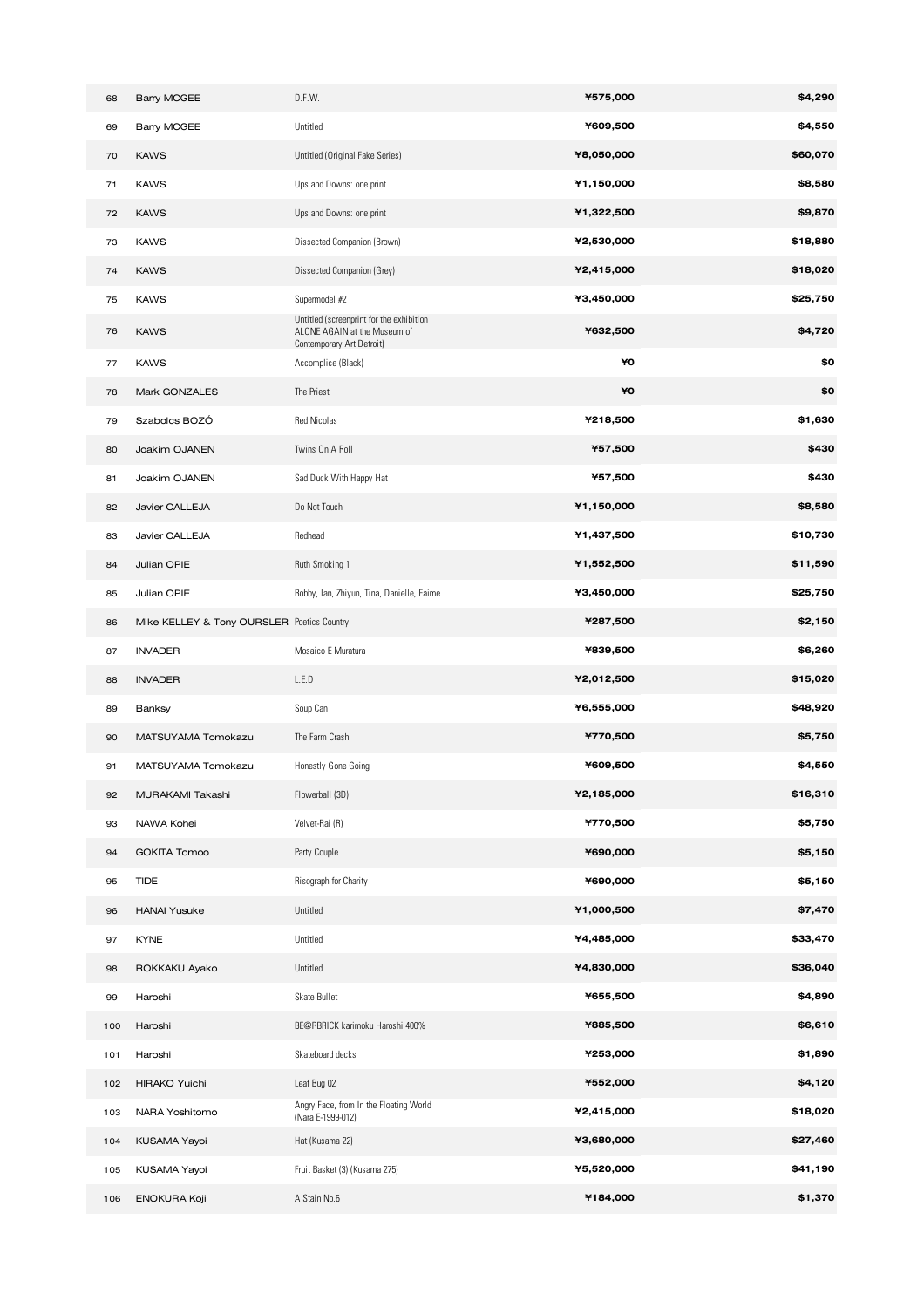| | | | | |
|---|---|---|---|---|
| 68 | Barry MCGEE | D.F.W. | ¥575,000 | $4,290 |
| 69 | Barry MCGEE | Untitled | ¥609,500 | $4,550 |
| 70 | KAWS | Untitled (Original Fake Series) | ¥8,050,000 | $60,070 |
| 71 | KAWS | Ups and Downs: one print | ¥1,150,000 | $8,580 |
| 72 | KAWS | Ups and Downs: one print | ¥1,322,500 | $9,870 |
| 73 | KAWS | Dissected Companion (Brown) | ¥2,530,000 | $18,880 |
| 74 | KAWS | Dissected Companion (Grey) | ¥2,415,000 | $18,020 |
| 75 | KAWS | Supermodel #2 | ¥3,450,000 | $25,750 |
| 76 | KAWS | Untitled (screenprint for the exhibition ALONE AGAIN at the Museum of Contemporary Art Detroit) | ¥632,500 | $4,720 |
| 77 | KAWS | Accomplice (Black) | ¥0 | $0 |
| 78 | Mark GONZALES | The Priest | ¥0 | $0 |
| 79 | Szabolcs BOZÓ | Red Nicolas | ¥218,500 | $1,630 |
| 80 | Joakim OJANEN | Twins On A Roll | ¥57,500 | $430 |
| 81 | Joakim OJANEN | Sad Duck With Happy Hat | ¥57,500 | $430 |
| 82 | Javier CALLEJA | Do Not Touch | ¥1,150,000 | $8,580 |
| 83 | Javier CALLEJA | Redhead | ¥1,437,500 | $10,730 |
| 84 | Julian OPIE | Ruth Smoking 1 | ¥1,552,500 | $11,590 |
| 85 | Julian OPIE | Bobby, Ian, Zhiyun, Tina, Danielle, Faime | ¥3,450,000 | $25,750 |
| 86 | Mike KELLEY & Tony OURSLER | Poetics Country | ¥287,500 | $2,150 |
| 87 | INVADER | Mosaico E Muratura | ¥839,500 | $6,260 |
| 88 | INVADER | L.E.D | ¥2,012,500 | $15,020 |
| 89 | Banksy | Soup Can | ¥6,555,000 | $48,920 |
| 90 | MATSUYAMA Tomokazu | The Farm Crash | ¥770,500 | $5,750 |
| 91 | MATSUYAMA Tomokazu | Honestly Gone Going | ¥609,500 | $4,550 |
| 92 | MURAKAMI Takashi | Flowerball (3D) | ¥2,185,000 | $16,310 |
| 93 | NAWA Kohei | Velvet-Rai (R) | ¥770,500 | $5,750 |
| 94 | GOKITA Tomoo | Party Couple | ¥690,000 | $5,150 |
| 95 | TIDE | Risograph for Charity | ¥690,000 | $5,150 |
| 96 | HANAI Yusuke | Untitled | ¥1,000,500 | $7,470 |
| 97 | KYNE | Untitled | ¥4,485,000 | $33,470 |
| 98 | ROKKAKU Ayako | Untitled | ¥4,830,000 | $36,040 |
| 99 | Haroshi | Skate Bullet | ¥655,500 | $4,890 |
| 100 | Haroshi | BE@RBRICK karimoku Haroshi 400% | ¥885,500 | $6,610 |
| 101 | Haroshi | Skateboard decks | ¥253,000 | $1,890 |
| 102 | HIRAKO Yuichi | Leaf Bug 02 | ¥552,000 | $4,120 |
| 103 | NARA Yoshitomo | Angry Face, from In the Floating World (Nara E-1999-012) | ¥2,415,000 | $18,020 |
| 104 | KUSAMA Yayoi | Hat (Kusama 22) | ¥3,680,000 | $27,460 |
| 105 | KUSAMA Yayoi | Fruit Basket (3) (Kusama 275) | ¥5,520,000 | $41,190 |
| 106 | ENOKURA Koji | A Stain No.6 | ¥184,000 | $1,370 |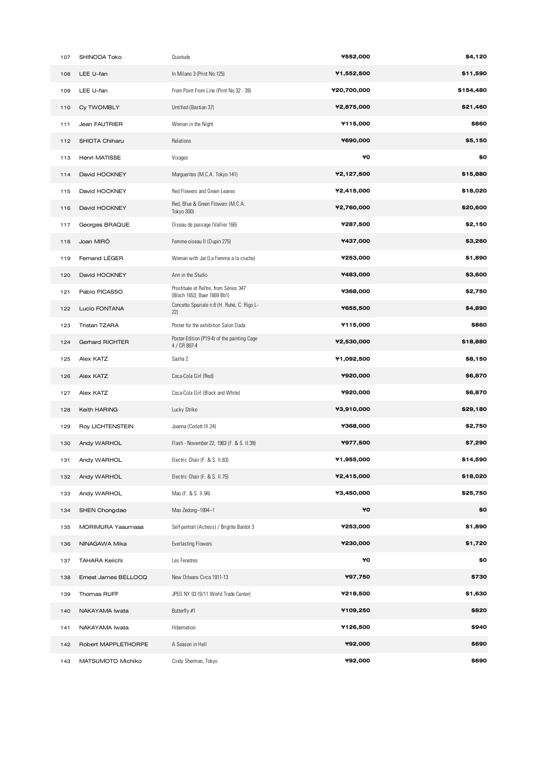| | | | | |
|---|---|---|---|---|
| 107 | SHINODA Toko | Quietude | ¥552,000 | $4,120 |
| 108 | LEE U-fan | In Milano 3 (Print No.125) | ¥1,552,500 | $11,590 |
| 109 | LEE U-fan | From Point From Line (Print No.32 - 39) | ¥20,700,000 | $154,480 |
| 110 | Cy TWOMBLY | Untitled (Bastian 37) | ¥2,875,000 | $21,460 |
| 111 | Jean FAUTRIER | Woman in the Night | ¥115,000 | $860 |
| 112 | SHIOTA Chiharu | Relations | ¥690,000 | $5,150 |
| 113 | Henri MATISSE | Visages | ¥0 | $0 |
| 114 | David HOCKNEY | Marguerites (M.C.A. Tokyo 141) | ¥2,127,500 | $15,880 |
| 115 | David HOCKNEY | Red Flowers and Green Leaves | ¥2,415,000 | $18,020 |
| 116 | David HOCKNEY | Red, Blue & Green Flowers (M.C.A. Tokyo 300) | ¥2,760,000 | $20,600 |
| 117 | Georges BRAQUE | Oiseau de passage (Vallier 166) | ¥287,500 | $2,150 |
| 118 | Joan MIRÓ | Femme-oiseau II (Dupin 275) | ¥437,000 | $3,260 |
| 119 | Fernand LÉGER | Woman with Jar (La Femme a la cruche) | ¥253,000 | $1,890 |
| 120 | David HOCKNEY | Ann in the Studio | ¥483,000 | $3,600 |
| 121 | Pablo PICASSO | Prostituée et Reître, from Séries 347 (Bloch 1653; Baer 1669 Bb1) | ¥368,000 | $2,750 |
| 122 | Lucio FONTANA | Concetto Spaziale n.6 (H. Ruhé, C. Rigo L-22) | ¥655,500 | $4,890 |
| 123 | Tristan TZARA | Poster for the exhibition Salon Dada | ¥115,000 | $860 |
| 124 | Gerhard RICHTER | Poster-Edition (P19-4) of the painting Cage 4 / CR 897-4 | ¥2,530,000 | $18,880 |
| 125 | Alex KATZ | Sasha 2 | ¥1,092,500 | $8,150 |
| 126 | Alex KATZ | Coca-Cola Girl (Red) | ¥920,000 | $6,870 |
| 127 | Alex KATZ | Coca-Cola Girl (Black and White) | ¥920,000 | $6,870 |
| 128 | Keith HARING | Lucky Strike | ¥3,910,000 | $29,180 |
| 129 | Roy LICHTENSTEIN | Joanna (Corlett III.24) | ¥368,000 | $2,750 |
| 130 | Andy WARHOL | Flash - November 22, 1963 (F. & S. II.39) | ¥977,500 | $7,290 |
| 131 | Andy WARHOL | Electric Chair (F. & S. II.83) | ¥1,955,000 | $14,590 |
| 132 | Andy WARHOL | Electric Chair (F. & S. II.75) | ¥2,415,000 | $18,020 |
| 133 | Andy WARHOL | Mao (F. & S. II.94) | ¥3,450,000 | $25,750 |
| 134 | SHEN Chongdao | Mao Zedong–1994–1 | ¥0 | $0 |
| 135 | MORIMURA Yasumasa | Self-portrait (Actress) / Brigitte Bardot 3 | ¥253,000 | $1,890 |
| 136 | NINAGAWA Mika | Everlasting Flowers | ¥230,000 | $1,720 |
| 137 | TAHARA Keiichi | Les Fenetres | ¥0 | $0 |
| 138 | Ernest James BELLOCQ | New Orleans Circa 1911-13 | ¥97,750 | $730 |
| 139 | Thomas RUFF | JPEG NY 03 (9/11 World Trade Center) | ¥218,500 | $1,630 |
| 140 | NAKAYAMA Iwata | Butterfly #1 | ¥109,250 | $820 |
| 141 | NAKAYAMA Iwata | Hibernation | ¥126,500 | $940 |
| 142 | Robert MAPPLETHORPE | A Season in Hell | ¥92,000 | $690 |
| 143 | MATSUMOTO Michiko | Cindy Sherman, Tokyo | ¥92,000 | $690 |